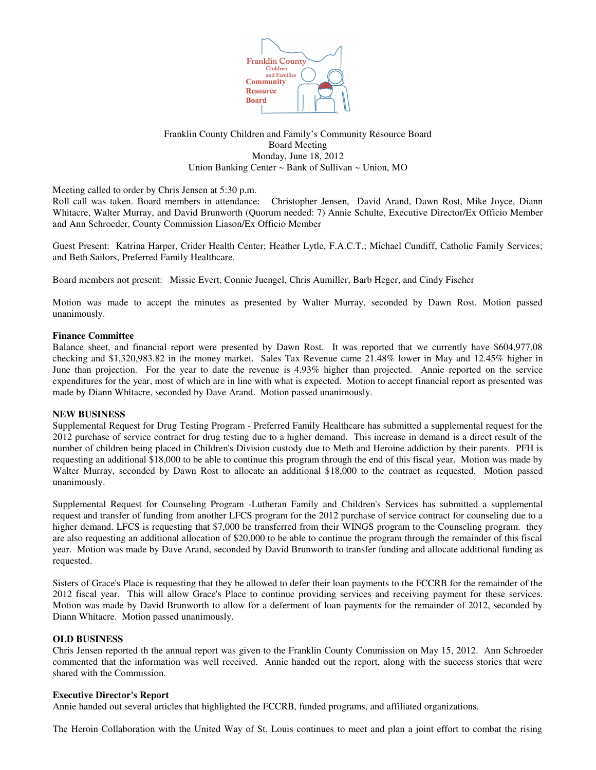Franklin County Children and Family's Community Resource Board
Board Meeting
Monday, June 18, 2012
Union Banking Center ~ Bank of Sullivan ~ Union, MO

Meeting called to order by Chris Jensen at 5:30 p.m.
Roll call was taken. Board members in attendance: Christopher Jensen, David Arand, Dawn Rost, Mike Joyce, Diann Whitacre, Walter Murray, and David Brunworth (Quorum needed: 7) Annie Schulte, Executive Director/Ex Officio Member and Ann Schroeder, County Commission Liason/Ex Officio Member

Guest Present: Katrina Harper, Crider Health Center; Heather Lytle, F.A.C.T.; Michael Cundiff, Catholic Family Services; and Beth Sailors, Preferred Family Healthcare.

Board members not present: Missie Evert, Connie Juengel, Chris Aumiller, Barb Heger, and Cindy Fischer

Motion was made to accept the minutes as presented by Walter Murray, seconded by Dawn Rost. Motion passed unanimously.

**Finance Committee**

Balance sheet, and financial report were presented by Dawn Rost. It was reported that we currently have $604,977.08 checking and $1,320,983.82 in the money market. Sales Tax Revenue came 21.48% lower in May and 12.45% higher in June than projection. For the year to date the revenue is 4.93% higher than projected. Annie reported on the service expenditures for the year, most of which are in line with what is expected. Motion to accept financial report as presented was made by Diann Whitacre, seconded by Dave Arand. Motion passed unanimously.

**NEW BUSINESS**

Supplemental Request for Drug Testing Program - Preferred Family Healthcare has submitted a supplemental request for the 2012 purchase of service contract for drug testing due to a higher demand. This increase in demand is a direct result of the number of children being placed in Children's Division custody due to Meth and Heroine addiction by their parents. PFH is requesting an additional $18,000 to be able to continue this program through the end of this fiscal year. Motion was made by Walter Murray, seconded by Dawn Rost to allocate an additional $18,000 to the contract as requested. Motion passed unanimously.

Supplemental Request for Counseling Program -Lutheran Family and Children's Services has submitted a supplemental request and transfer of funding from another LFCS program for the 2012 purchase of service contract for counseling due to a higher demand. LFCS is requesting that $7,000 be transferred from their WINGS program to the Counseling program. they are also requesting an additional allocation of $20,000 to be able to continue the program through the remainder of this fiscal year. Motion was made by Dave Arand, seconded by David Brunworth to transfer funding and allocate additional funding as requested.

Sisters of Grace's Place is requesting that they be allowed to defer their loan payments to the FCCRB for the remainder of the 2012 fiscal year. This will allow Grace's Place to continue providing services and receiving payment for these services. Motion was made by David Brunworth to allow for a deferment of loan payments for the remainder of 2012, seconded by Diann Whitacre. Motion passed unanimously.

**OLD BUSINESS**

Chris Jensen reported th the annual report was given to the Franklin County Commission on May 15, 2012. Ann Schroeder commented that the information was well received. Annie handed out the report, along with the success stories that were shared with the Commission.

**Executive Director's Report**

Annie handed out several articles that highlighted the FCCRB, funded programs, and affiliated organizations.

The Heroin Collaboration with the United Way of St. Louis continues to meet and plan a joint effort to combat the rising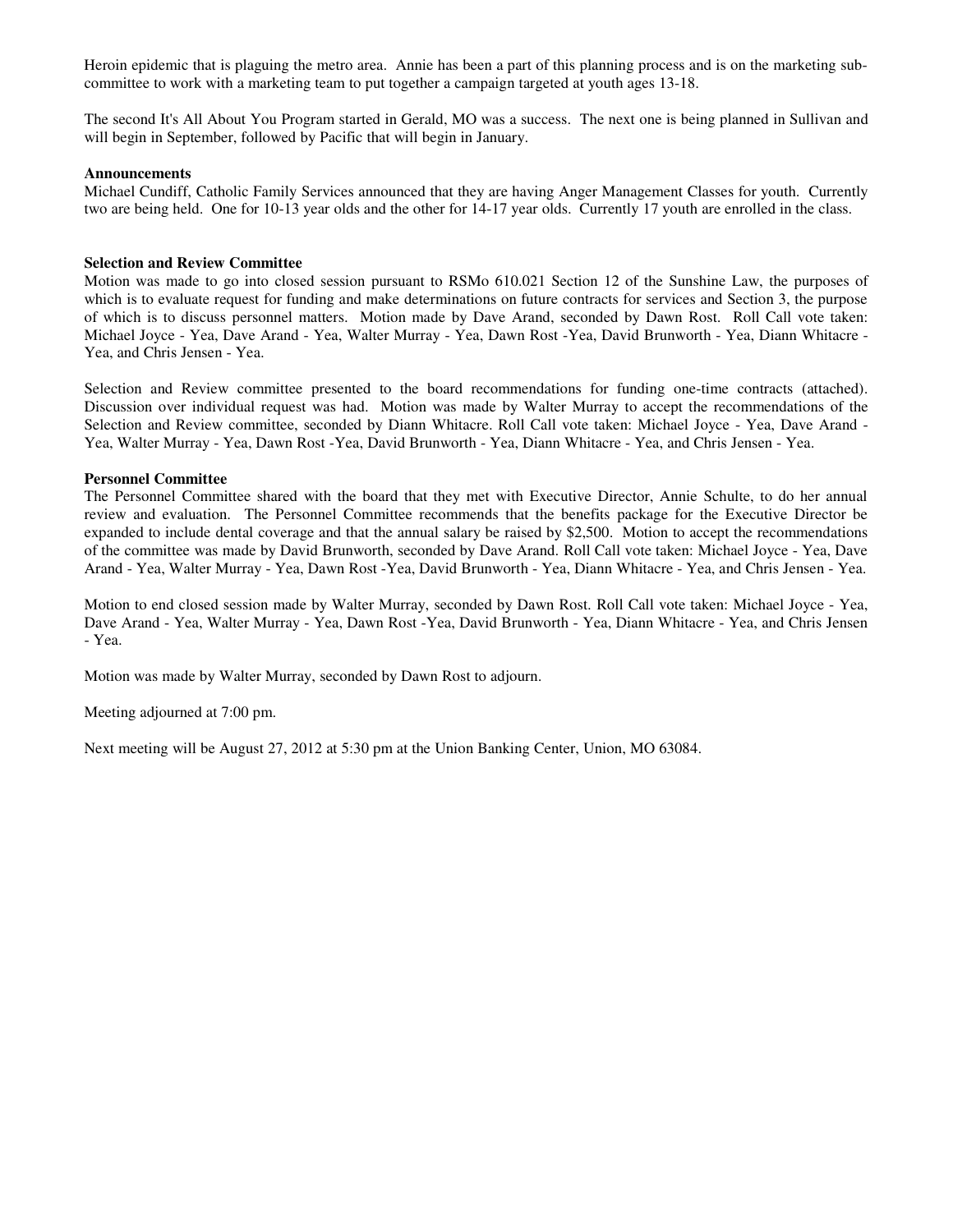Heroin epidemic that is plaguing the metro area. Annie has been a part of this planning process and is on the marketing sub-committee to work with a marketing team to put together a campaign targeted at youth ages 13-18.

The second It's All About You Program started in Gerald, MO was a success. The next one is being planned in Sullivan and will begin in September, followed by Pacific that will begin in January.

**Announcements**

Michael Cundiff, Catholic Family Services announced that they are having Anger Management Classes for youth. Currently two are being held. One for 10-13 year olds and the other for 14-17 year olds. Currently 17 youth are enrolled in the class.

**Selection and Review Committee**

Motion was made to go into closed session pursuant to RSMo 610.021 Section 12 of the Sunshine Law, the purposes of which is to evaluate request for funding and make determinations on future contracts for services and Section 3, the purpose of which is to discuss personnel matters. Motion made by Dave Arand, seconded by Dawn Rost. Roll Call vote taken: Michael Joyce - Yea, Dave Arand - Yea, Walter Murray - Yea, Dawn Rost -Yea, David Brunworth - Yea, Diann Whitacre - Yea, and Chris Jensen - Yea.

Selection and Review committee presented to the board recommendations for funding one-time contracts (attached). Discussion over individual request was had. Motion was made by Walter Murray to accept the recommendations of the Selection and Review committee, seconded by Diann Whitacre. Roll Call vote taken: Michael Joyce - Yea, Dave Arand - Yea, Walter Murray - Yea, Dawn Rost -Yea, David Brunworth - Yea, Diann Whitacre - Yea, and Chris Jensen - Yea.

**Personnel Committee**

The Personnel Committee shared with the board that they met with Executive Director, Annie Schulte, to do her annual review and evaluation. The Personnel Committee recommends that the benefits package for the Executive Director be expanded to include dental coverage and that the annual salary be raised by $2,500. Motion to accept the recommendations of the committee was made by David Brunworth, seconded by Dave Arand. Roll Call vote taken: Michael Joyce - Yea, Dave Arand - Yea, Walter Murray - Yea, Dawn Rost -Yea, David Brunworth - Yea, Diann Whitacre - Yea, and Chris Jensen - Yea.

Motion to end closed session made by Walter Murray, seconded by Dawn Rost. Roll Call vote taken: Michael Joyce - Yea, Dave Arand - Yea, Walter Murray - Yea, Dawn Rost -Yea, David Brunworth - Yea, Diann Whitacre - Yea, and Chris Jensen - Yea.

Motion was made by Walter Murray, seconded by Dawn Rost to adjourn.

Meeting adjourned at 7:00 pm.

Next meeting will be August 27, 2012 at 5:30 pm at the Union Banking Center, Union, MO 63084.